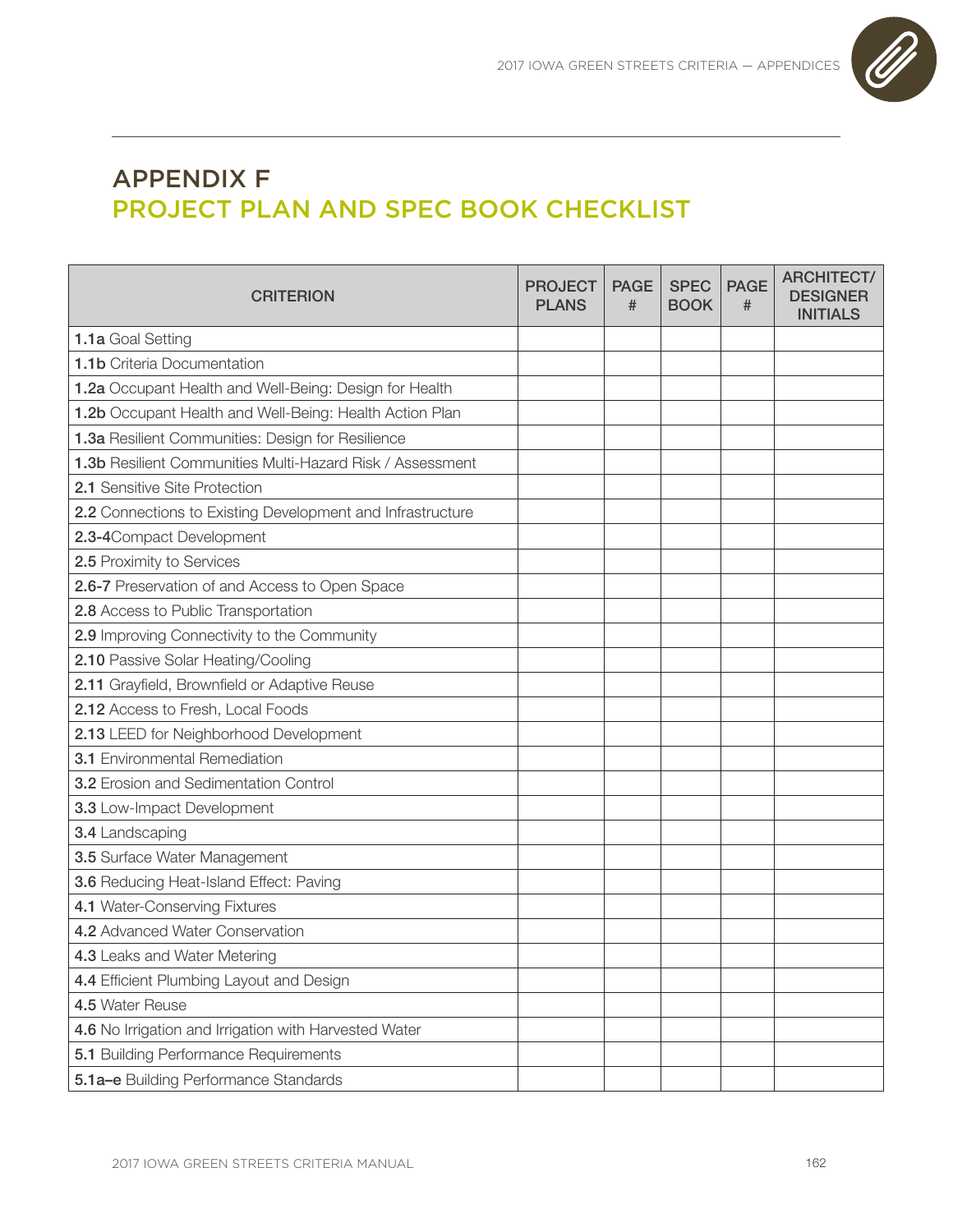# APPENDIX F
## PROJECT PLAN AND SPEC BOOK CHECKLIST

| CRITERION | PROJECT PLANS | PAGE # | SPEC BOOK | PAGE # | ARCHITECT/ DESIGNER INITIALS |
|---|---|---|---|---|---|
| **1.1a** Goal Setting | | | | | |
| **1.1b** Criteria Documentation | | | | | |
| **1.2a** Occupant Health and Well-Being: Design for Health | | | | | |
| **1.2b** Occupant Health and Well-Being: Health Action Plan | | | | | |
| **1.3a** Resilient Communities: Design for Resilience | | | | | |
| **1.3b** Resilient Communities Multi-Hazard Risk / Assessment | | | | | |
| **2.1** Sensitive Site Protection | | | | | |
| **2.2** Connections to Existing Development and Infrastructure | | | | | |
| **2.3-4**Compact Development | | | | | |
| **2.5** Proximity to Services | | | | | |
| **2.6-7** Preservation of and Access to Open Space | | | | | |
| **2.8** Access to Public Transportation | | | | | |
| **2.9** Improving Connectivity to the Community | | | | | |
| **2.10** Passive Solar Heating/Cooling | | | | | |
| **2.11** Grayfield, Brownfield or Adaptive Reuse | | | | | |
| **2.12** Access to Fresh, Local Foods | | | | | |
| **2.13** LEED for Neighborhood Development | | | | | |
| **3.1** Environmental Remediation | | | | | |
| **3.2** Erosion and Sedimentation Control | | | | | |
| **3.3** Low-Impact Development | | | | | |
| **3.4** Landscaping | | | | | |
| **3.5** Surface Water Management | | | | | |
| **3.6** Reducing Heat-Island Effect: Paving | | | | | |
| **4.1** Water-Conserving Fixtures | | | | | |
| **4.2** Advanced Water Conservation | | | | | |
| **4.3** Leaks and Water Metering | | | | | |
| **4.4** Efficient Plumbing Layout and Design | | | | | |
| **4.5** Water Reuse | | | | | |
| **4.6** No Irrigation and Irrigation with Harvested Water | | | | | |
| **5.1** Building Performance Requirements | | | | | |
| **5.1a–e** Building Performance Standards | | | | | |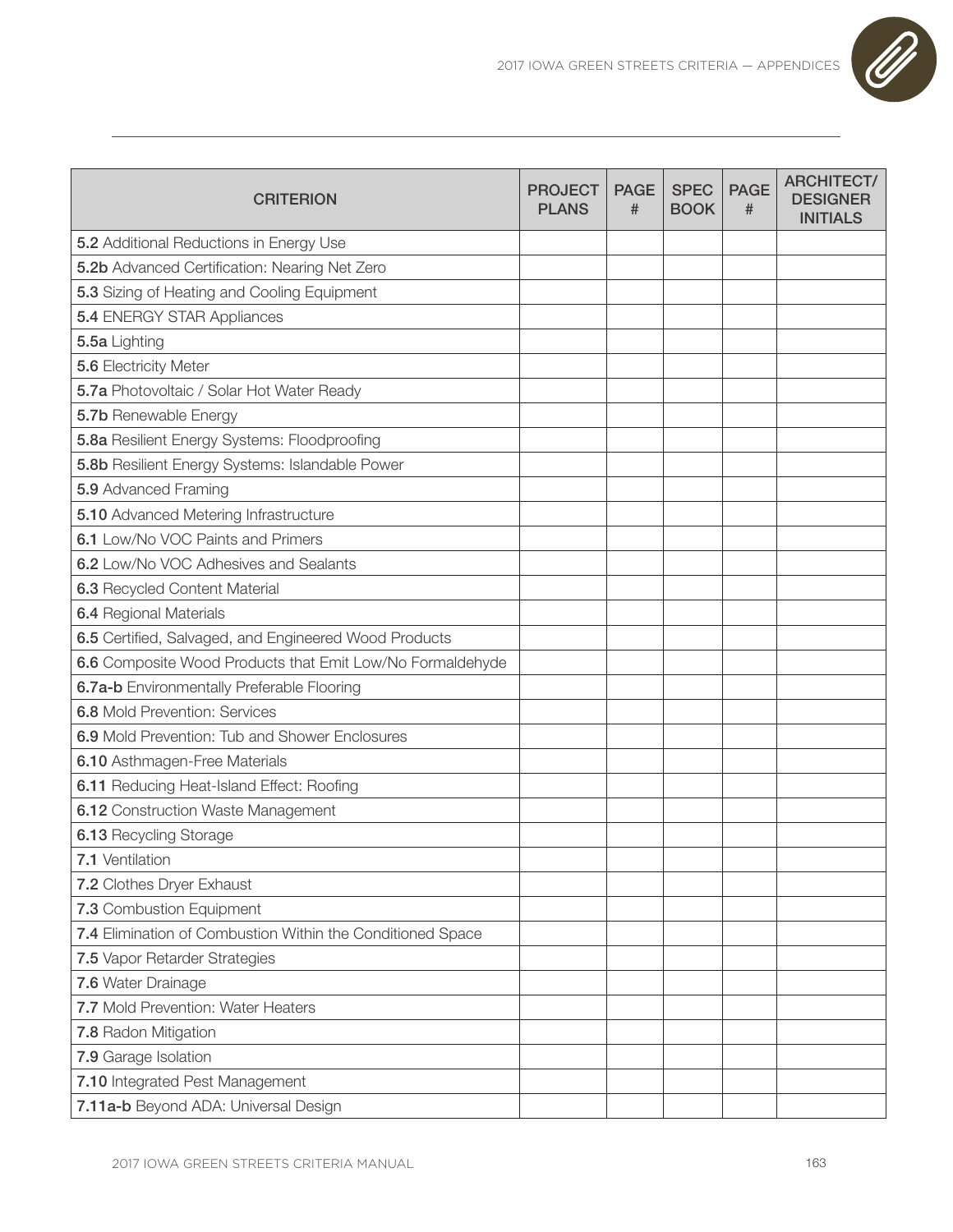| CRITERION | PROJECT PLANS | PAGE # | SPEC BOOK | PAGE # | ARCHITECT/ DESIGNER INITIALS |
|---|---|---|---|---|---|
| **5.2** Additional Reductions in Energy Use | | | | | |
| **5.2b** Advanced Certification: Nearing Net Zero | | | | | |
| **5.3** Sizing of Heating and Cooling Equipment | | | | | |
| **5.4** ENERGY STAR Appliances | | | | | |
| **5.5a** Lighting | | | | | |
| **5.6** Electricity Meter | | | | | |
| **5.7a** Photovoltaic / Solar Hot Water Ready | | | | | |
| **5.7b** Renewable Energy | | | | | |
| **5.8a** Resilient Energy Systems: Floodproofing | | | | | |
| **5.8b** Resilient Energy Systems: Islandable Power | | | | | |
| **5.9** Advanced Framing | | | | | |
| **5.10** Advanced Metering Infrastructure | | | | | |
| **6.1** Low/No VOC Paints and Primers | | | | | |
| **6.2** Low/No VOC Adhesives and Sealants | | | | | |
| **6.3** Recycled Content Material | | | | | |
| **6.4** Regional Materials | | | | | |
| **6.5** Certified, Salvaged, and Engineered Wood Products | | | | | |
| **6.6** Composite Wood Products that Emit Low/No Formaldehyde | | | | | |
| **6.7a-b** Environmentally Preferable Flooring | | | | | |
| **6.8** Mold Prevention: Services | | | | | |
| **6.9** Mold Prevention: Tub and Shower Enclosures | | | | | |
| **6.10** Asthmagen-Free Materials | | | | | |
| **6.11** Reducing Heat-Island Effect: Roofing | | | | | |
| **6.12** Construction Waste Management | | | | | |
| **6.13** Recycling Storage | | | | | |
| **7.1** Ventilation | | | | | |
| **7.2** Clothes Dryer Exhaust | | | | | |
| **7.3** Combustion Equipment | | | | | |
| **7.4** Elimination of Combustion Within the Conditioned Space | | | | | |
| **7.5** Vapor Retarder Strategies | | | | | |
| **7.6** Water Drainage | | | | | |
| **7.7** Mold Prevention: Water Heaters | | | | | |
| **7.8** Radon Mitigation | | | | | |
| **7.9** Garage Isolation | | | | | |
| **7.10** Integrated Pest Management | | | | | |
| **7.11a-b** Beyond ADA: Universal Design | | | | | |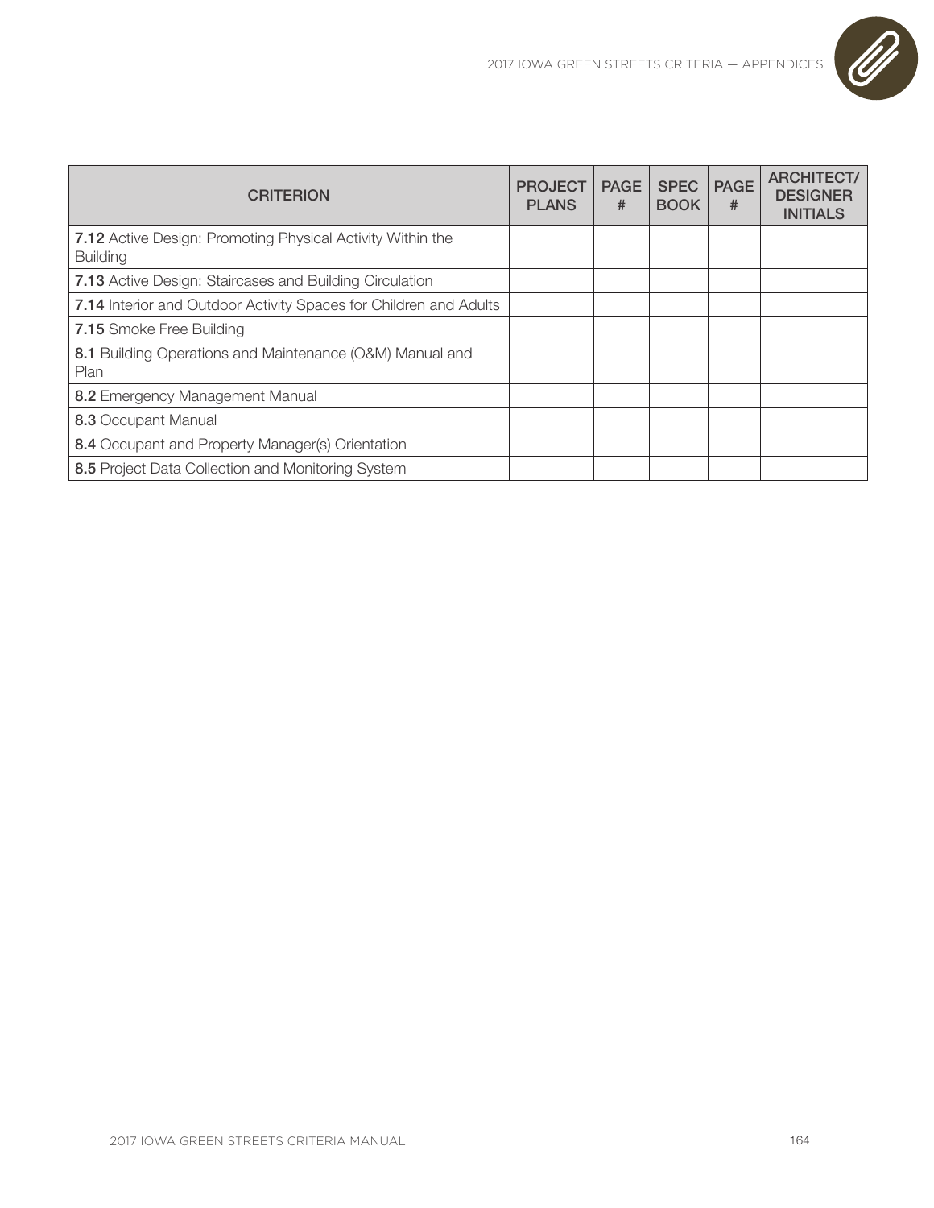| CRITERION | PROJECT PLANS | PAGE # | SPEC BOOK | PAGE # | ARCHITECT/ DESIGNER INITIALS |
|---|---|---|---|---|---|
| **7.12** Active Design: Promoting Physical Activity Within the Building | | | | | |
| **7.13** Active Design: Staircases and Building Circulation | | | | | |
| **7.14** Interior and Outdoor Activity Spaces for Children and Adults | | | | | |
| **7.15** Smoke Free Building | | | | | |
| **8.1** Building Operations and Maintenance (O&M) Manual and Plan | | | | | |
| **8.2** Emergency Management Manual | | | | | |
| **8.3** Occupant Manual | | | | | |
| **8.4** Occupant and Property Manager(s) Orientation | | | | | |
| **8.5** Project Data Collection and Monitoring System | | | | | |